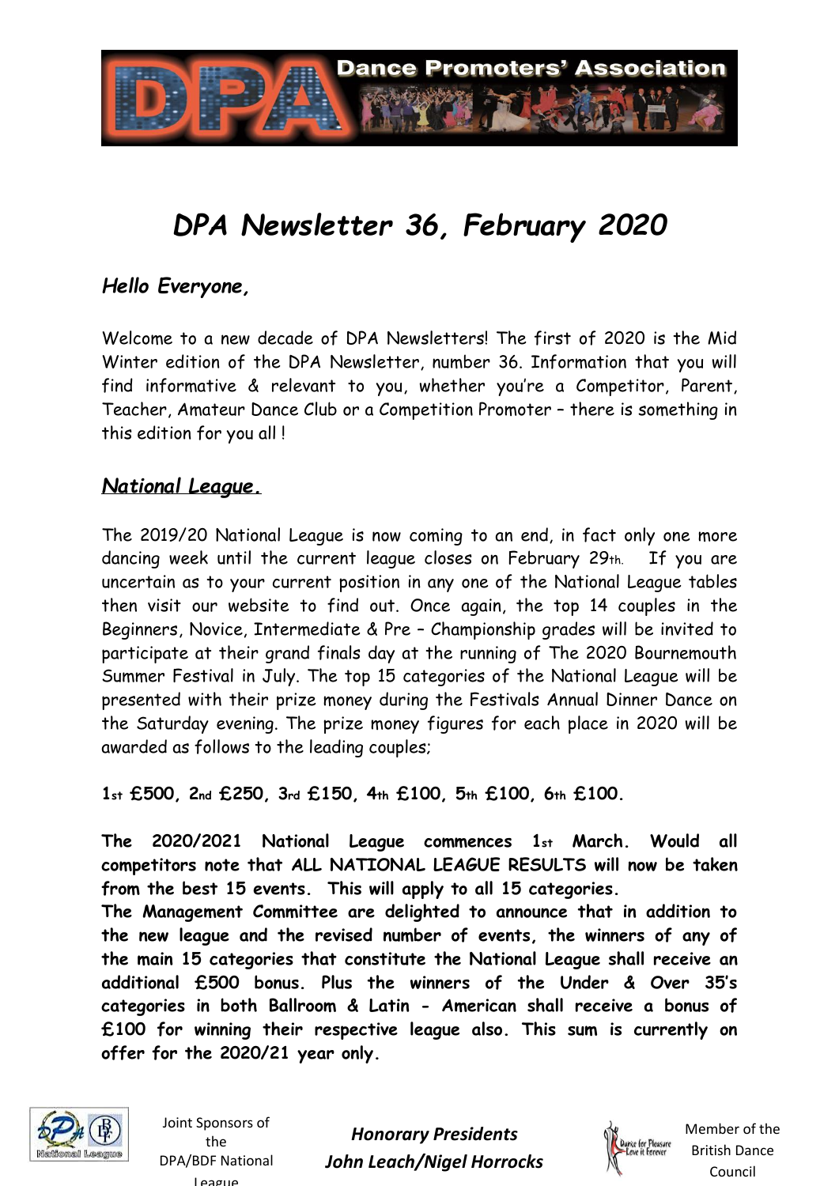Dance Promoters' Association

# *DPA Newsletter 36, February 2020*

*Hello Everyone,*

Welcome to a new decade of DPA Newsletters! The first of 2020 is the Mid Winter edition of the DPA Newsletter, number 36. Information that you will find informative & relevant to you, whether you're a Competitor, Parent, Teacher, Amateur Dance Club or a Competition Promoter – there is something in this edition for you all !

## *National League.*

The 2019/20 National League is now coming to an end, in fact only one more dancing week until the current league closes on February 29th. If you are uncertain as to your current position in any one of the National League tables then visit our website to find out. Once again, the top 14 couples in the Beginners, Novice, Intermediate & Pre – Championship grades will be invited to participate at their grand finals day at the running of The 2020 Bournemouth Summer Festival in July. The top 15 categories of the National League will be presented with their prize money during the Festivals Annual Dinner Dance on the Saturday evening. The prize money figures for each place in 2020 will be awarded as follows to the leading couples;

**1st £500, 2nd £250, 3rd £150, 4th £100, 5th £100, 6th £100.**

**The 2020/2021 National League commences 1st March. Would all competitors note that ALL NATIONAL LEAGUE RESULTS will now be taken from the best 15 events. This will apply to all 15 categories.**
**The Management Committee are delighted to announce that in addition to the new league and the revised number of events, the winners of any of the main 15 categories that constitute the National League shall receive an additional £500 bonus. Plus the winners of the Under & Over 35's categories in both Ballroom & Latin - American shall receive a bonus of £100 for winning their respective league also. This sum is currently on offer for the 2020/21 year only.**

Joint Sponsors of the DPA/BDF National League

***Honorary Presidents***
***John Leach/Nigel Horrocks***

Member of the British Dance Council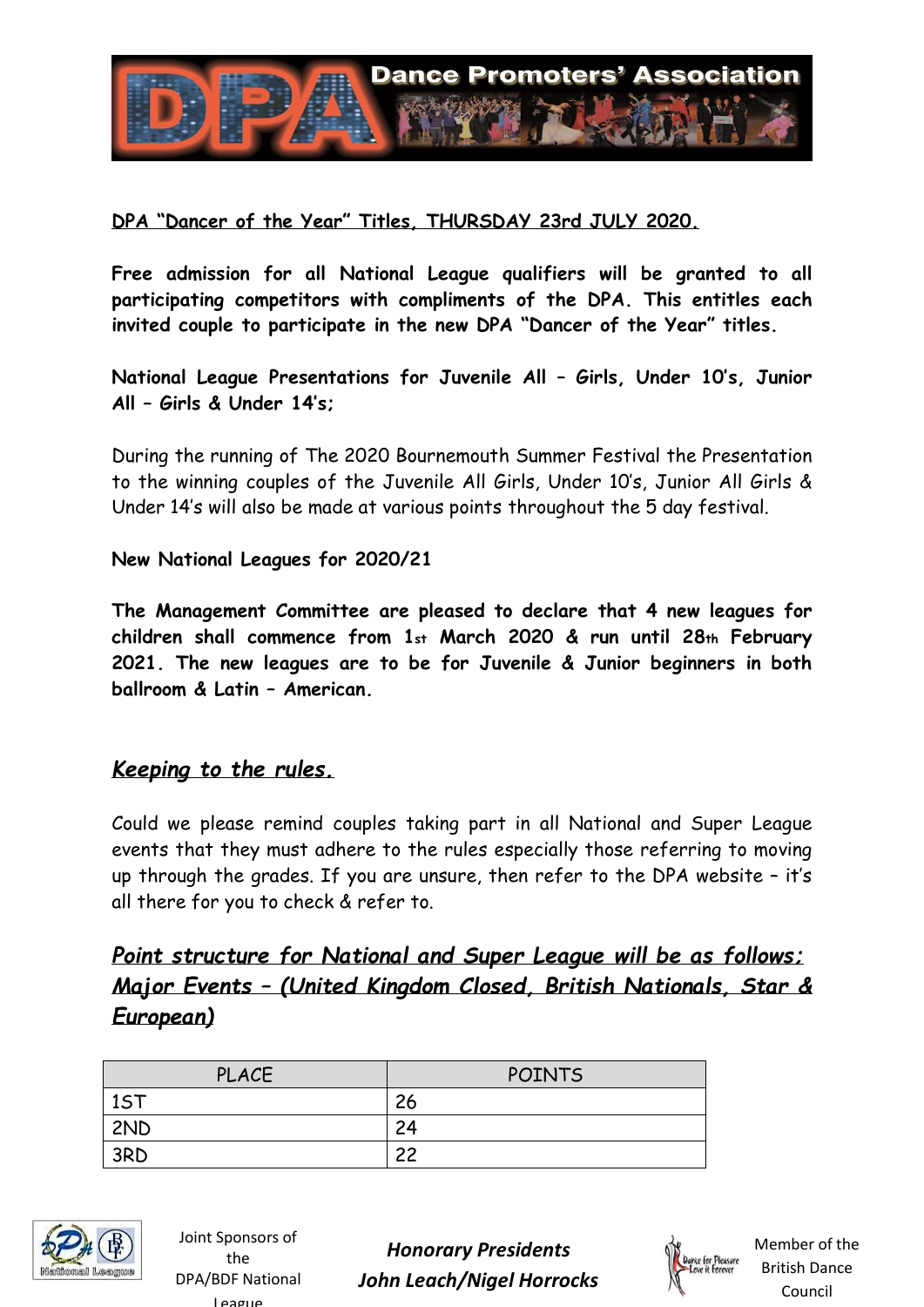**DPA "Dancer of the Year" Titles, THURSDAY 23rd JULY 2020.**

**Free admission for all National League qualifiers will be granted to all participating competitors with compliments of the DPA. This entitles each invited couple to participate in the new DPA "Dancer of the Year" titles.**

**National League Presentations for Juvenile All – Girls, Under 10's, Junior All – Girls & Under 14's;**

During the running of The 2020 Bournemouth Summer Festival the Presentation to the winning couples of the Juvenile All Girls, Under 10's, Junior All Girls & Under 14's will also be made at various points throughout the 5 day festival.

**New National Leagues for 2020/21**

**The Management Committee are pleased to declare that 4 new leagues for children shall commence from 1st March 2020 & run until 28th February 2021. The new leagues are to be for Juvenile & Junior beginners in both ballroom & Latin – American.**

## *Keeping to the rules.*

Could we please remind couples taking part in all National and Super League events that they must adhere to the rules especially those referring to moving up through the grades. If you are unsure, then refer to the DPA website – it's all there for you to check & refer to.

## *Point structure for National and Super League will be as follows; Major Events – (United Kingdom Closed, British Nationals, Star & European)*

| PLACE | POINTS |
|---|---|
| 1ST | 26 |
| 2ND | 24 |
| 3RD | 22 |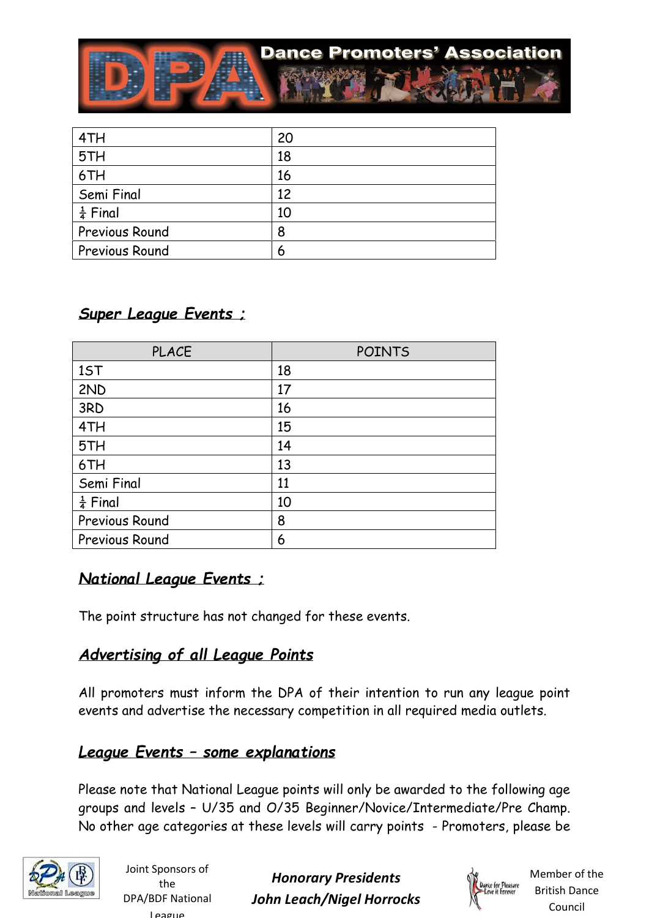| | |
|---|---|
| 4TH | 20 |
| 5TH | 18 |
| 6TH | 16 |
| Semi Final | 12 |
| ¼ Final | 10 |
| Previous Round | 8 |
| Previous Round | 6 |

## ***Super League Events ;***

| PLACE | POINTS |
|---|---|
| 1ST | 18 |
| 2ND | 17 |
| 3RD | 16 |
| 4TH | 15 |
| 5TH | 14 |
| 6TH | 13 |
| Semi Final | 11 |
| ¼ Final | 10 |
| Previous Round | 8 |
| Previous Round | 6 |

## ***National League Events ;***

The point structure has not changed for these events.

## ***Advertising of all League Points***

All promoters must inform the DPA of their intention to run any league point events and advertise the necessary competition in all required media outlets.

## ***League Events – some explanations***

Please note that National League points will only be awarded to the following age groups and levels – U/35 and O/35 Beginner/Novice/Intermediate/Pre Champ. No other age categories at these levels will carry points - Promoters, please be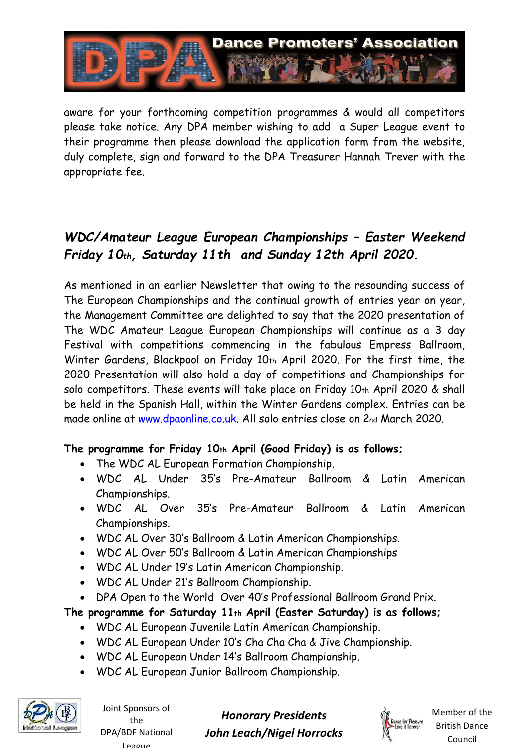aware for your forthcoming competition programmes & would all competitors please take notice. Any DPA member wishing to add a Super League event to their programme then please download the application form from the website, duly complete, sign and forward to the DPA Treasurer Hannah Trever with the appropriate fee.

## ***WDC/Amateur League European Championships – Easter Weekend Friday 10th, Saturday 11th and Sunday 12th April 2020.***

As mentioned in an earlier Newsletter that owing to the resounding success of The European Championships and the continual growth of entries year on year, the Management Committee are delighted to say that the 2020 presentation of The WDC Amateur League European Championships will continue as a 3 day Festival with competitions commencing in the fabulous Empress Ballroom, Winter Gardens, Blackpool on Friday 10th April 2020. For the first time, the 2020 Presentation will also hold a day of competitions and Championships for solo competitors. These events will take place on Friday 10th April 2020 & shall be held in the Spanish Hall, within the Winter Gardens complex. Entries can be made online at [www.dpaonline.co.uk](http://www.dpaonline.co.uk). All solo entries close on 2nd March 2020.

**The programme for Friday 10th April (Good Friday) is as follows;**

- The WDC AL European Formation Championship.
- WDC AL Under 35's Pre-Amateur Ballroom & Latin American Championships.
- WDC AL Over 35's Pre-Amateur Ballroom & Latin American Championships.
- WDC AL Over 30's Ballroom & Latin American Championships.
- WDC AL Over 50's Ballroom & Latin American Championships
- WDC AL Under 19's Latin American Championship.
- WDC AL Under 21's Ballroom Championship.
- DPA Open to the World Over 40's Professional Ballroom Grand Prix.

**The programme for Saturday 11th April (Easter Saturday) is as follows;**

- WDC AL European Juvenile Latin American Championship.
- WDC AL European Under 10's Cha Cha Cha & Jive Championship.
- WDC AL European Under 14's Ballroom Championship.
- WDC AL European Junior Ballroom Championship.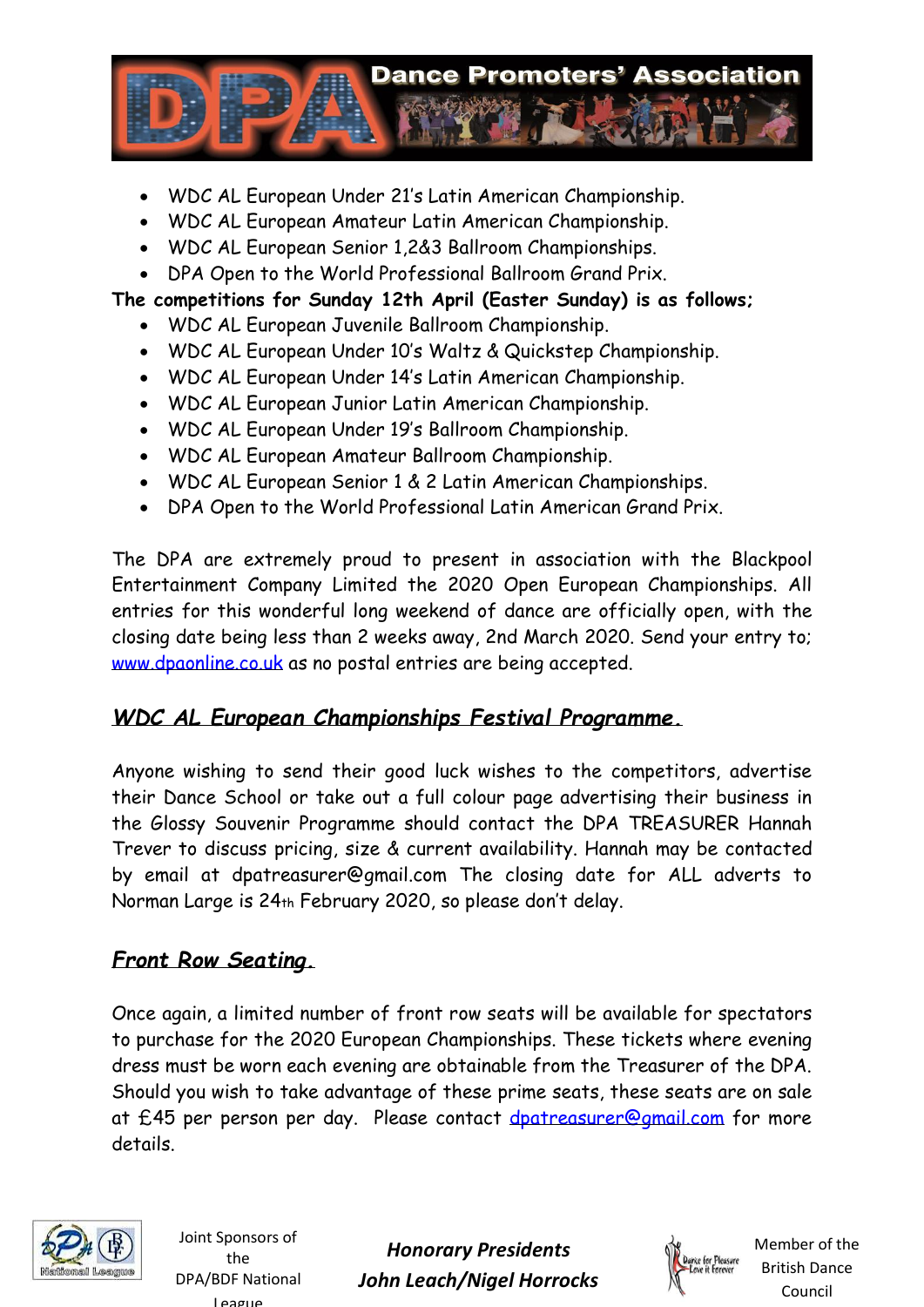- WDC AL European Under 21's Latin American Championship.
- WDC AL European Amateur Latin American Championship.
- WDC AL European Senior 1,2&3 Ballroom Championships.
- DPA Open to the World Professional Ballroom Grand Prix.

**The competitions for Sunday 12th April (Easter Sunday) is as follows;**

- WDC AL European Juvenile Ballroom Championship.
- WDC AL European Under 10's Waltz & Quickstep Championship.
- WDC AL European Under 14's Latin American Championship.
- WDC AL European Junior Latin American Championship.
- WDC AL European Under 19's Ballroom Championship.
- WDC AL European Amateur Ballroom Championship.
- WDC AL European Senior 1 & 2 Latin American Championships.
- DPA Open to the World Professional Latin American Grand Prix.

The DPA are extremely proud to present in association with the Blackpool Entertainment Company Limited the 2020 Open European Championships. All entries for this wonderful long weekend of dance are officially open, with the closing date being less than 2 weeks away, 2nd March 2020. Send your entry to; www.dpaonline.co.uk as no postal entries are being accepted.

## *WDC AL European Championships Festival Programme.*

Anyone wishing to send their good luck wishes to the competitors, advertise their Dance School or take out a full colour page advertising their business in the Glossy Souvenir Programme should contact the DPA TREASURER Hannah Trever to discuss pricing, size & current availability. Hannah may be contacted by email at dpatreasurer@gmail.com The closing date for ALL adverts to Norman Large is 24th February 2020, so please don't delay.

## *Front Row Seating.*

Once again, a limited number of front row seats will be available for spectators to purchase for the 2020 European Championships. These tickets where evening dress must be worn each evening are obtainable from the Treasurer of the DPA. Should you wish to take advantage of these prime seats, these seats are on sale at £45 per person per day. Please contact dpatreasurer@gmail.com for more details.

Joint Sponsors of the DPA/BDF National League

***Honorary Presidents***
***John Leach/Nigel Horrocks***

Member of the British Dance Council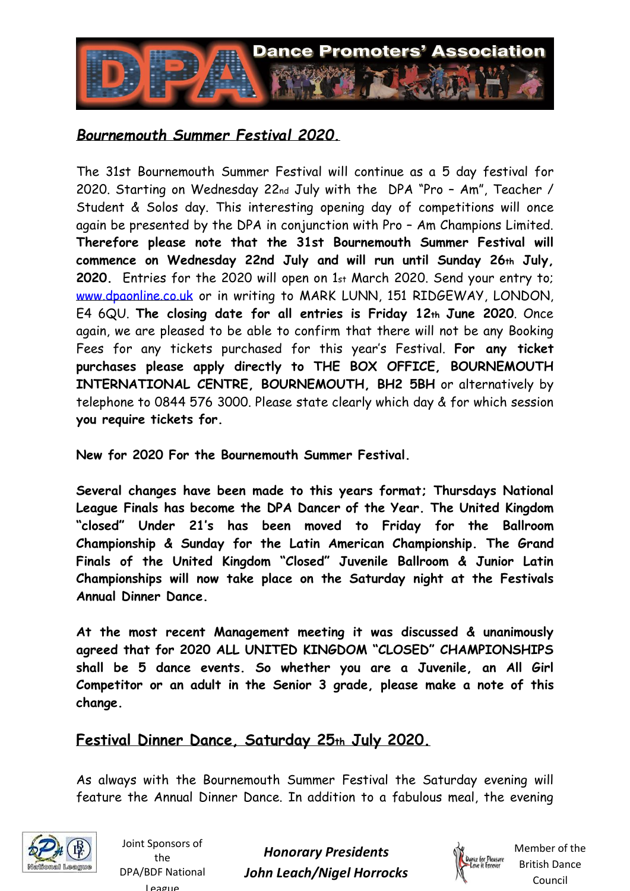## *Bournemouth Summer Festival 2020.*

The 31st Bournemouth Summer Festival will continue as a 5 day festival for 2020. Starting on Wednesday 22nd July with the DPA "Pro – Am", Teacher / Student & Solos day. This interesting opening day of competitions will once again be presented by the DPA in conjunction with Pro – Am Champions Limited. **Therefore please note that the 31st Bournemouth Summer Festival will commence on Wednesday 22nd July and will run until Sunday 26th July, 2020.** Entries for the 2020 will open on 1st March 2020. Send your entry to; www.dpaonline.co.uk or in writing to MARK LUNN, 151 RIDGEWAY, LONDON, E4 6QU. **The closing date for all entries is Friday 12th June 2020**. Once again, we are pleased to be able to confirm that there will not be any Booking Fees for any tickets purchased for this year's Festival. **For any ticket purchases please apply directly to THE BOX OFFICE, BOURNEMOUTH INTERNATIONAL CENTRE, BOURNEMOUTH, BH2 5BH** or alternatively by telephone to 0844 576 3000. Please state clearly which day & for which session **you require tickets for.**

**New for 2020 For the Bournemouth Summer Festival.**

**Several changes have been made to this years format; Thursdays National League Finals has become the DPA Dancer of the Year. The United Kingdom "closed" Under 21's has been moved to Friday for the Ballroom Championship & Sunday for the Latin American Championship. The Grand Finals of the United Kingdom "Closed" Juvenile Ballroom & Junior Latin Championships will now take place on the Saturday night at the Festivals Annual Dinner Dance.**

**At the most recent Management meeting it was discussed & unanimously agreed that for 2020 ALL UNITED KINGDOM "CLOSED" CHAMPIONSHIPS shall be 5 dance events. So whether you are a Juvenile, an All Girl Competitor or an adult in the Senior 3 grade, please make a note of this change.**

## Festival Dinner Dance, Saturday 25th July 2020.

As always with the Bournemouth Summer Festival the Saturday evening will feature the Annual Dinner Dance. In addition to a fabulous meal, the evening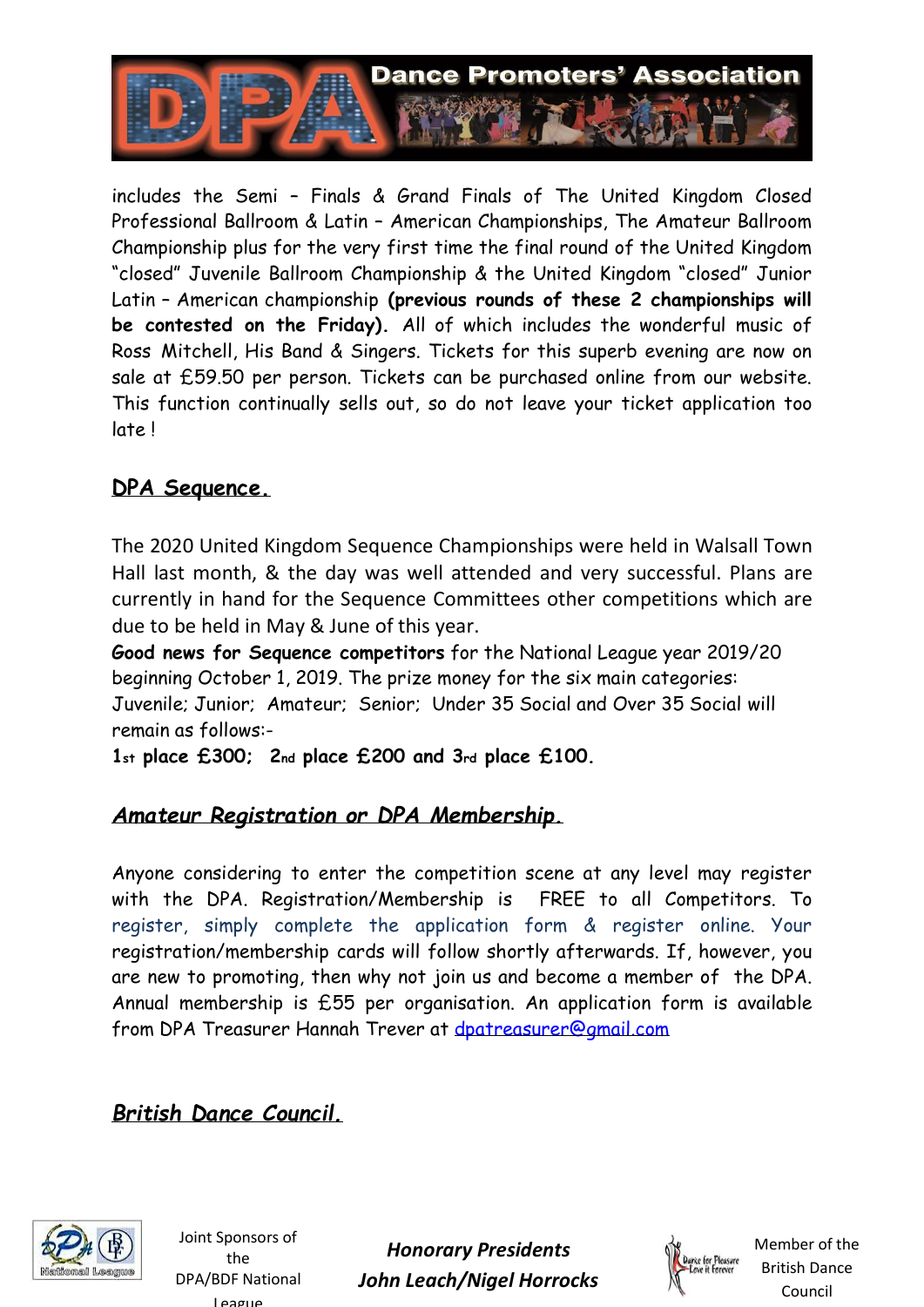includes the Semi – Finals & Grand Finals of The United Kingdom Closed Professional Ballroom & Latin – American Championships, The Amateur Ballroom Championship plus for the very first time the final round of the United Kingdom "closed" Juvenile Ballroom Championship & the United Kingdom "closed" Junior Latin – American championship **(previous rounds of these 2 championships will be contested on the Friday).** All of which includes the wonderful music of Ross Mitchell, His Band & Singers. Tickets for this superb evening are now on sale at £59.50 per person. Tickets can be purchased online from our website. This function continually sells out, so do not leave your ticket application too late !

## DPA Sequence.

The 2020 United Kingdom Sequence Championships were held in Walsall Town Hall last month, & the day was well attended and very successful. Plans are currently in hand for the Sequence Committees other competitions which are due to be held in May & June of this year.

**Good news for Sequence competitors** for the National League year 2019/20 beginning October 1, 2019. The prize money for the six main categories: Juvenile; Junior; Amateur; Senior; Under 35 Social and Over 35 Social will remain as follows:-

**1st place £300; 2nd place £200 and 3rd place £100.**

## *Amateur Registration or DPA Membership.*

Anyone considering to enter the competition scene at any level may register with the DPA. Registration/Membership is FREE to all Competitors. To register, simply complete the application form & register online. Your registration/membership cards will follow shortly afterwards. If, however, you are new to promoting, then why not join us and become a member of the DPA. Annual membership is £55 per organisation. An application form is available from DPA Treasurer Hannah Trever at dpatreasurer@gmail.com

## *British Dance Council.*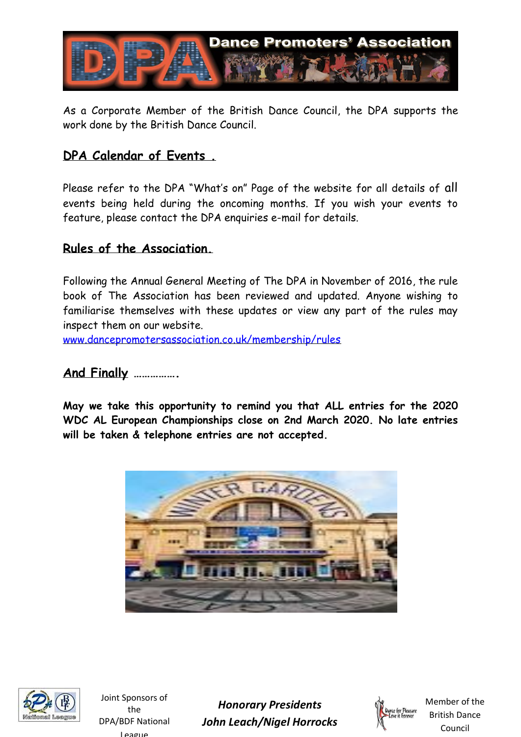As a Corporate Member of the British Dance Council, the DPA supports the work done by the British Dance Council.

## DPA Calendar of Events .

Please refer to the DPA "What's on" Page of the website for all details of all events being held during the oncoming months. If you wish your events to feature, please contact the DPA enquiries e-mail for details.

## Rules of the Association.

Following the Annual General Meeting of The DPA in November of 2016, the rule book of The Association has been reviewed and updated. Anyone wishing to familiarise themselves with these updates or view any part of the rules may inspect them on our website.
www.dancepromotersassociation.co.uk/membership/rules

## And Finally …………….

**May we take this opportunity to remind you that ALL entries for the 2020 WDC AL European Championships close on 2nd March 2020. No late entries will be taken & telephone entries are not accepted.**

Joint Sponsors of the DPA/BDF National League

***Honorary Presidents***
***John Leach/Nigel Horrocks***

Member of the British Dance Council